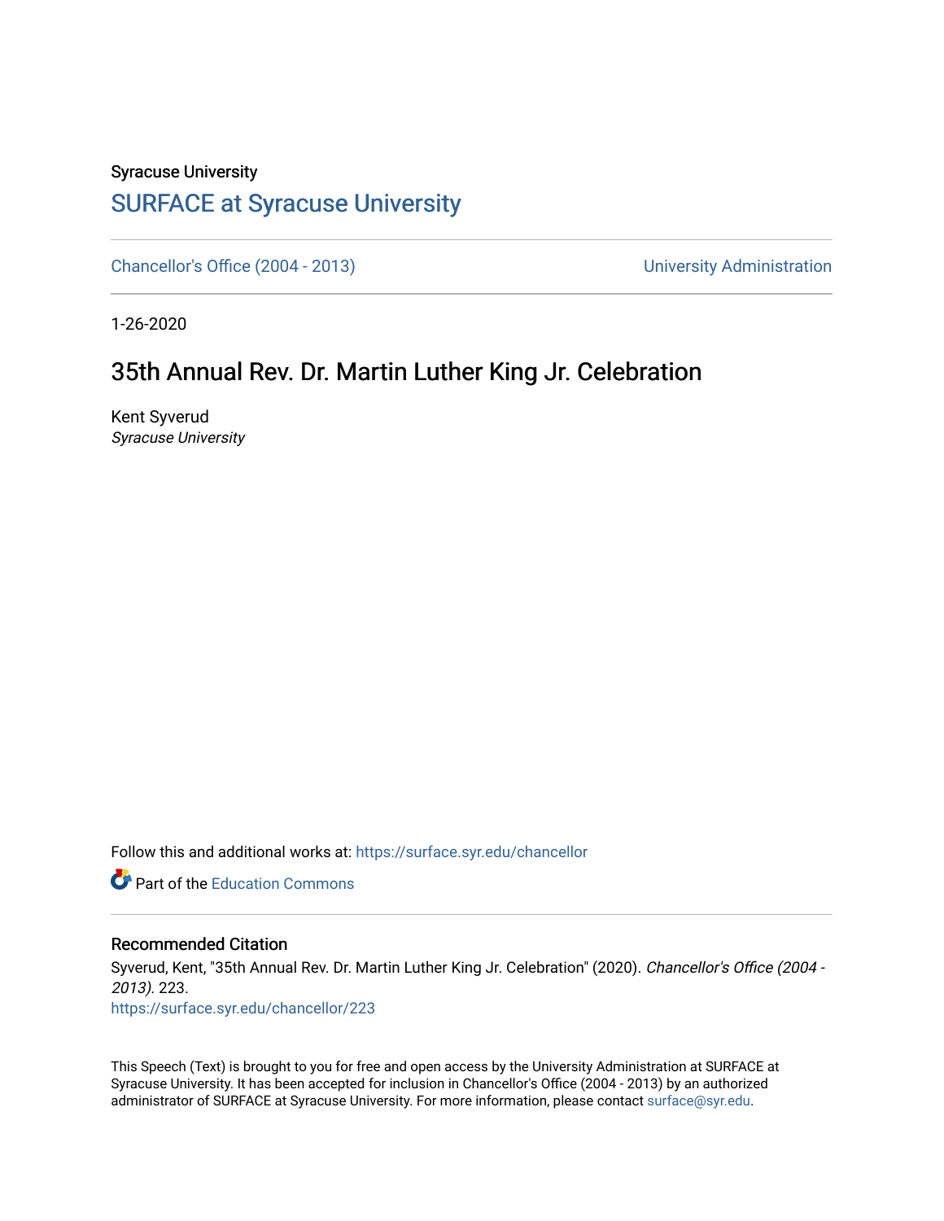Syracuse University

# SURFACE at Syracuse University

Chancellor's Office (2004 - 2013) | University Administration

1-26-2020

## 35th Annual Rev. Dr. Martin Luther King Jr. Celebration

Kent Syverud
*Syracuse University*

Follow this and additional works at: https://surface.syr.edu/chancellor

Part of the Education Commons

### Recommended Citation

Syverud, Kent, "35th Annual Rev. Dr. Martin Luther King Jr. Celebration" (2020). *Chancellor's Office (2004 - 2013)*. 223.
https://surface.syr.edu/chancellor/223

This Speech (Text) is brought to you for free and open access by the University Administration at SURFACE at Syracuse University. It has been accepted for inclusion in Chancellor's Office (2004 - 2013) by an authorized administrator of SURFACE at Syracuse University. For more information, please contact surface@syr.edu.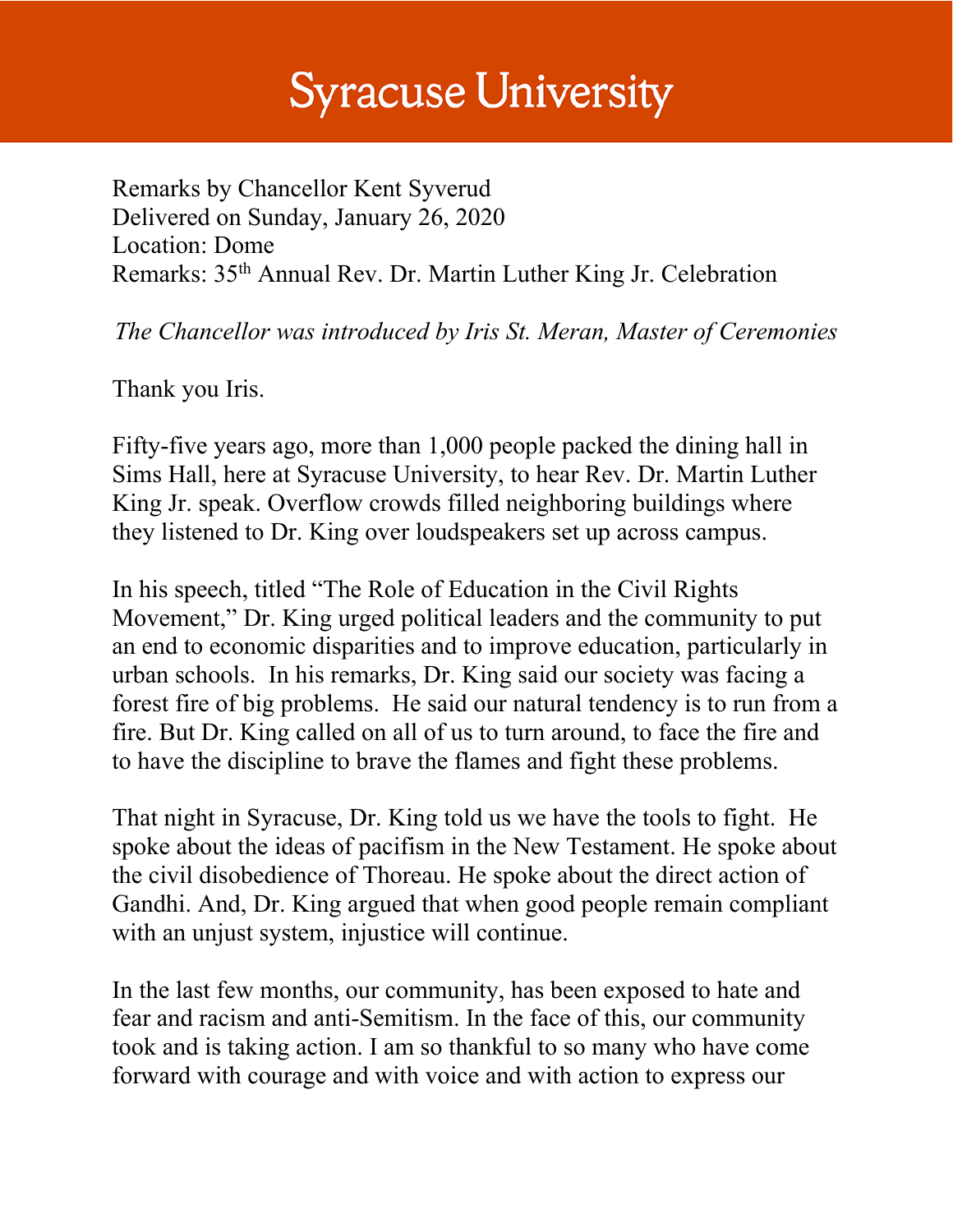# Syracuse University

Remarks by Chancellor Kent Syverud
Delivered on Sunday, January 26, 2020
Location: Dome
Remarks: 35th Annual Rev. Dr. Martin Luther King Jr. Celebration

*The Chancellor was introduced by Iris St. Meran, Master of Ceremonies*

Thank you Iris.

Fifty-five years ago, more than 1,000 people packed the dining hall in Sims Hall, here at Syracuse University, to hear Rev. Dr. Martin Luther King Jr. speak. Overflow crowds filled neighboring buildings where they listened to Dr. King over loudspeakers set up across campus.

In his speech, titled "The Role of Education in the Civil Rights Movement," Dr. King urged political leaders and the community to put an end to economic disparities and to improve education, particularly in urban schools. In his remarks, Dr. King said our society was facing a forest fire of big problems. He said our natural tendency is to run from a fire. But Dr. King called on all of us to turn around, to face the fire and to have the discipline to brave the flames and fight these problems.

That night in Syracuse, Dr. King told us we have the tools to fight. He spoke about the ideas of pacifism in the New Testament. He spoke about the civil disobedience of Thoreau. He spoke about the direct action of Gandhi. And, Dr. King argued that when good people remain compliant with an unjust system, injustice will continue.

In the last few months, our community, has been exposed to hate and fear and racism and anti-Semitism. In the face of this, our community took and is taking action. I am so thankful to so many who have come forward with courage and with voice and with action to express our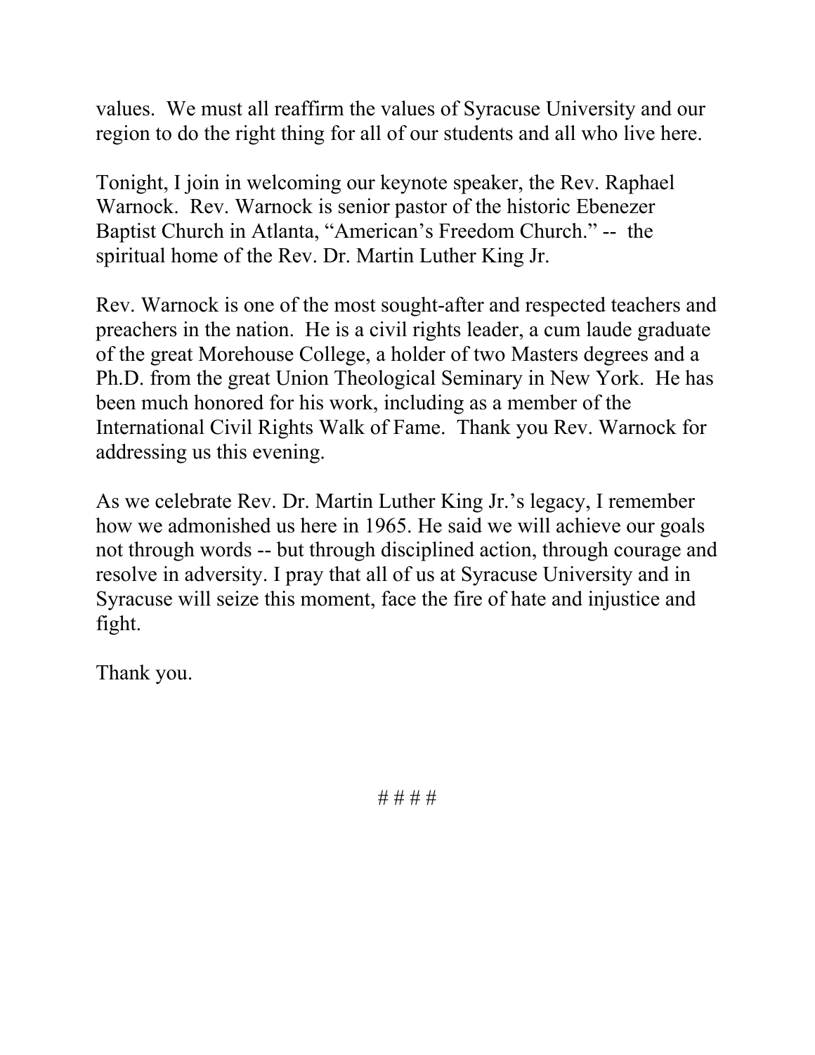values. We must all reaffirm the values of Syracuse University and our region to do the right thing for all of our students and all who live here.

Tonight, I join in welcoming our keynote speaker, the Rev. Raphael Warnock. Rev. Warnock is senior pastor of the historic Ebenezer Baptist Church in Atlanta, "American's Freedom Church." -- the spiritual home of the Rev. Dr. Martin Luther King Jr.

Rev. Warnock is one of the most sought-after and respected teachers and preachers in the nation. He is a civil rights leader, a cum laude graduate of the great Morehouse College, a holder of two Masters degrees and a Ph.D. from the great Union Theological Seminary in New York. He has been much honored for his work, including as a member of the International Civil Rights Walk of Fame. Thank you Rev. Warnock for addressing us this evening.

As we celebrate Rev. Dr. Martin Luther King Jr.'s legacy, I remember how we admonished us here in 1965. He said we will achieve our goals not through words -- but through disciplined action, through courage and resolve in adversity. I pray that all of us at Syracuse University and in Syracuse will seize this moment, face the fire of hate and injustice and fight.

Thank you.

# # # #